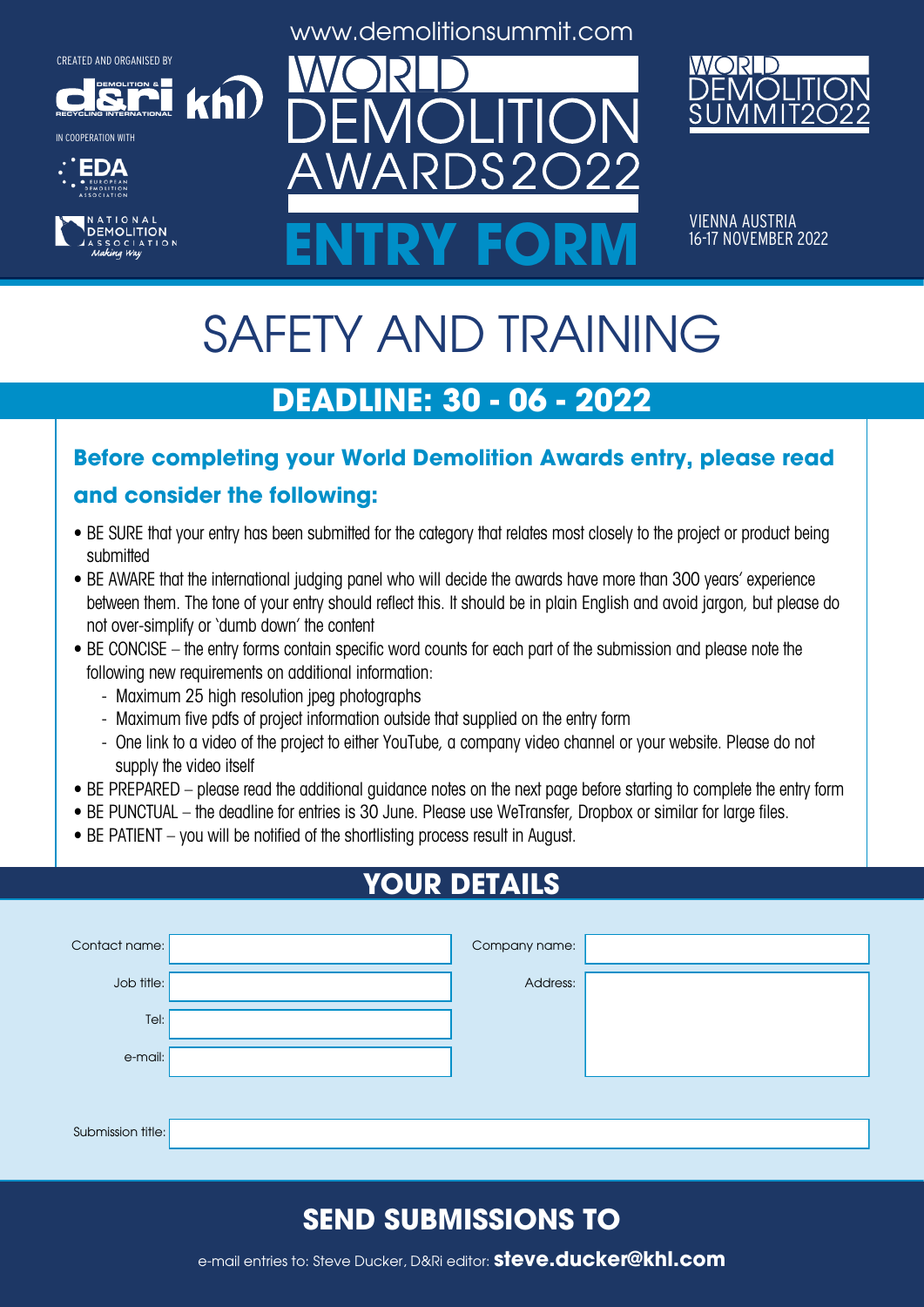CREATED AND ORGANISED BY

D&Ri Demolition & Recycling International · KHL

IN COOPERATION WITH

EDA European Demolition Association

National Demolition Association — Making Way

www.demolitionsummit.com

# WORLD DEMOLITION AWARDS2022

# ENTRY FORM

WORLD DEMOLITION SUMMIT2022

VIENNA AUSTRIA
16-17 NOVEMBER 2022

# SAFETY AND TRAINING

## DEADLINE: 30 - 06 - 2022

### Before completing your World Demolition Awards entry, please read and consider the following:

- BE SURE that your entry has been submitted for the category that relates most closely to the project or product being submitted
- BE AWARE that the international judging panel who will decide the awards have more than 300 years' experience between them. The tone of your entry should reflect this. It should be in plain English and avoid jargon, but please do not over-simplify or 'dumb down' the content
- BE CONCISE – the entry forms contain specific word counts for each part of the submission and please note the following new requirements on additional information:
  - Maximum 25 high resolution jpeg photographs
  - Maximum five pdfs of project information outside that supplied on the entry form
  - One link to a video of the project to either YouTube, a company video channel or your website. Please do not supply the video itself
- BE PREPARED – please read the additional guidance notes on the next page before starting to complete the entry form
- BE PUNCTUAL – the deadline for entries is 30 June. Please use WeTransfer, Dropbox or similar for large files.
- BE PATIENT – you will be notified of the shortlisting process result in August.

## YOUR DETAILS

Contact name:

Job title:

Tel:

e-mail:

Company name:

Address:

Submission title:

## SEND SUBMISSIONS TO

e-mail entries to: Steve Ducker, D&Ri editor: **steve.ducker@khl.com**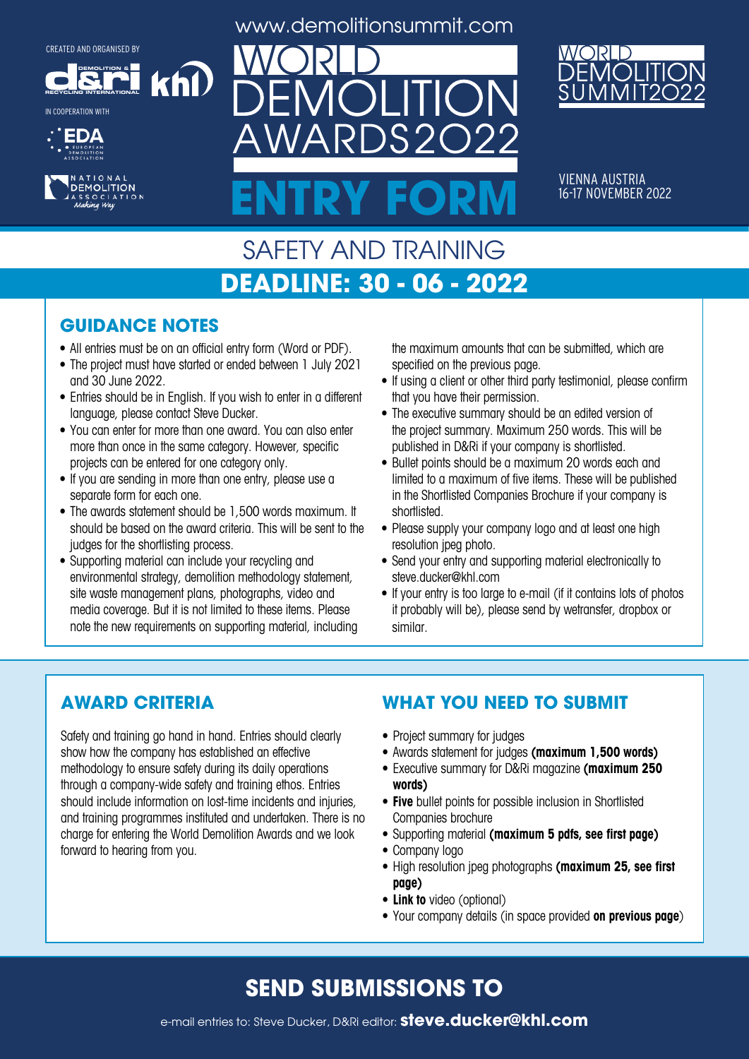CREATED AND ORGANISED BY

IN COOPERATION WITH

www.demolitionsummit.com

# WORLD DEMOLITION AWARDS2022

# ENTRY FORM

WORLD DEMOLITION SUMMIT2022

VIENNA AUSTRIA
16-17 NOVEMBER 2022

## SAFETY AND TRAINING

## DEADLINE: 30 - 06 - 2022

### GUIDANCE NOTES

- All entries must be on an official entry form (Word or PDF).
- The project must have started or ended between 1 July 2021 and 30 June 2022.
- Entries should be in English. If you wish to enter in a different language, please contact Steve Ducker.
- You can enter for more than one award. You can also enter more than once in the same category. However, specific projects can be entered for one category only.
- If you are sending in more than one entry, please use a separate form for each one.
- The awards statement should be 1,500 words maximum. It should be based on the award criteria. This will be sent to the judges for the shortlisting process.
- Supporting material can include your recycling and environmental strategy, demolition methodology statement, site waste management plans, photographs, video and media coverage. But it is not limited to these items. Please note the new requirements on supporting material, including the maximum amounts that can be submitted, which are specified on the previous page.
- If using a client or other third party testimonial, please confirm that you have their permission.
- The executive summary should be an edited version of the project summary. Maximum 250 words. This will be published in D&Ri if your company is shortlisted.
- Bullet points should be a maximum 20 words each and limited to a maximum of five items. These will be published in the Shortlisted Companies Brochure if your company is shortlisted.
- Please supply your company logo and at least one high resolution jpeg photo.
- Send your entry and supporting material electronically to steve.ducker@khl.com
- If your entry is too large to e-mail (if it contains lots of photos it probably will be), please send by wetransfer, dropbox or similar.

### AWARD CRITERIA

Safety and training go hand in hand. Entries should clearly show how the company has established an effective methodology to ensure safety during its daily operations through a company-wide safety and training ethos. Entries should include information on lost-time incidents and injuries, and training programmes instituted and undertaken. There is no charge for entering the World Demolition Awards and we look forward to hearing from you.

### WHAT YOU NEED TO SUBMIT

- Project summary for judges
- Awards statement for judges **(maximum 1,500 words)**
- Executive summary for D&Ri magazine **(maximum 250 words)**
- **Five** bullet points for possible inclusion in Shortlisted Companies brochure
- Supporting material **(maximum 5 pdfs, see first page)**
- Company logo
- High resolution jpeg photographs **(maximum 25, see first page)**
- **Link to** video (optional)
- Your company details (in space provided **on previous page**)

## SEND SUBMISSIONS TO

e-mail entries to: Steve Ducker, D&Ri editor: **steve.ducker@khl.com**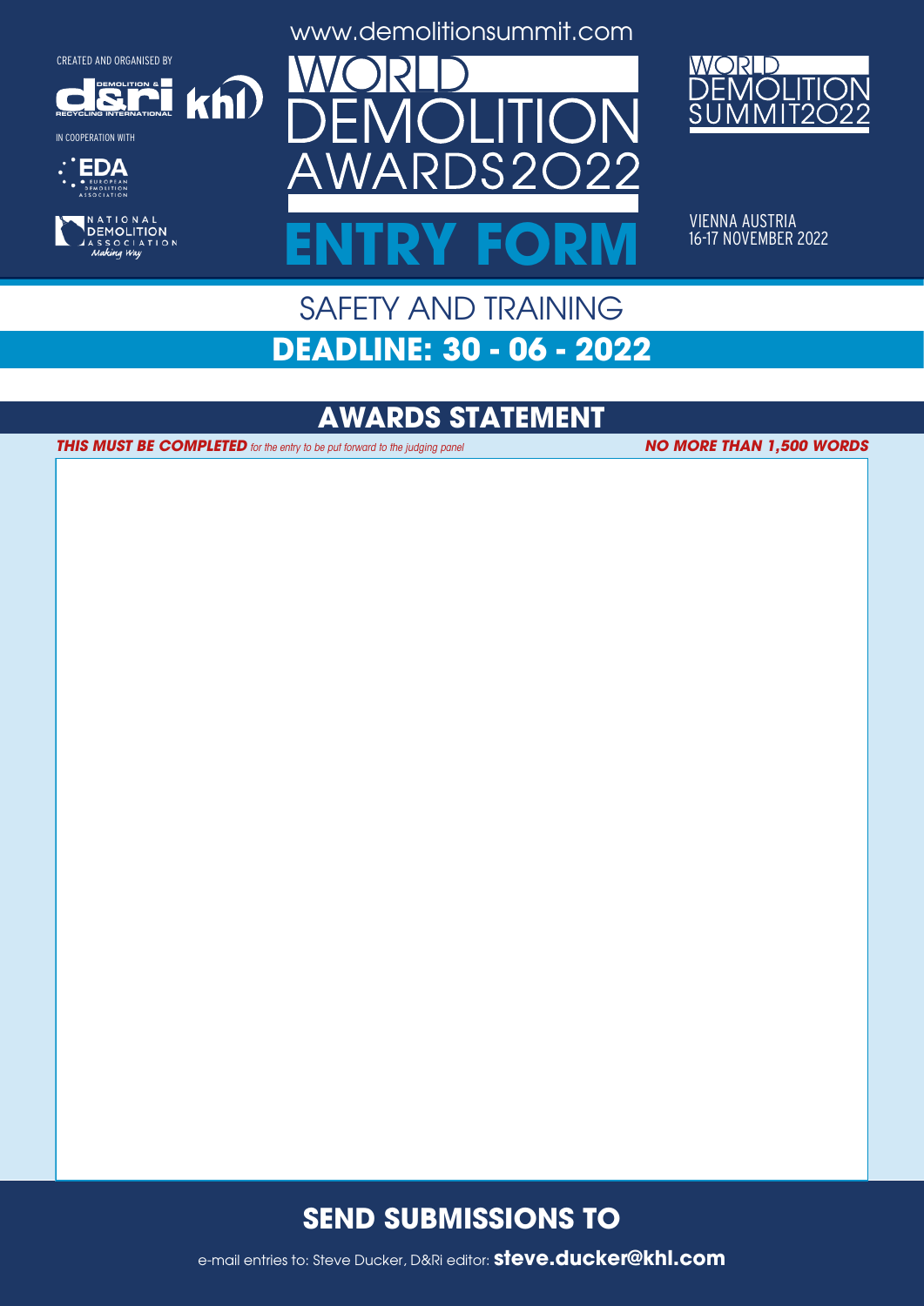CREATED AND ORGANISED BY

IN COOPERATION WITH

www.demolitionsummit.com

# WORLD DEMOLITION AWARDS2022

# ENTRY FORM

WORLD DEMOLITION SUMMIT2022

VIENNA AUSTRIA
16-17 NOVEMBER 2022

## SAFETY AND TRAINING

## DEADLINE: 30 - 06 - 2022

## AWARDS STATEMENT

***THIS MUST BE COMPLETED*** *for the entry to be put forward to the judging panel* ***NO MORE THAN 1,500 WORDS***

## SEND SUBMISSIONS TO

e-mail entries to: Steve Ducker, D&Ri editor: **steve.ducker@khl.com**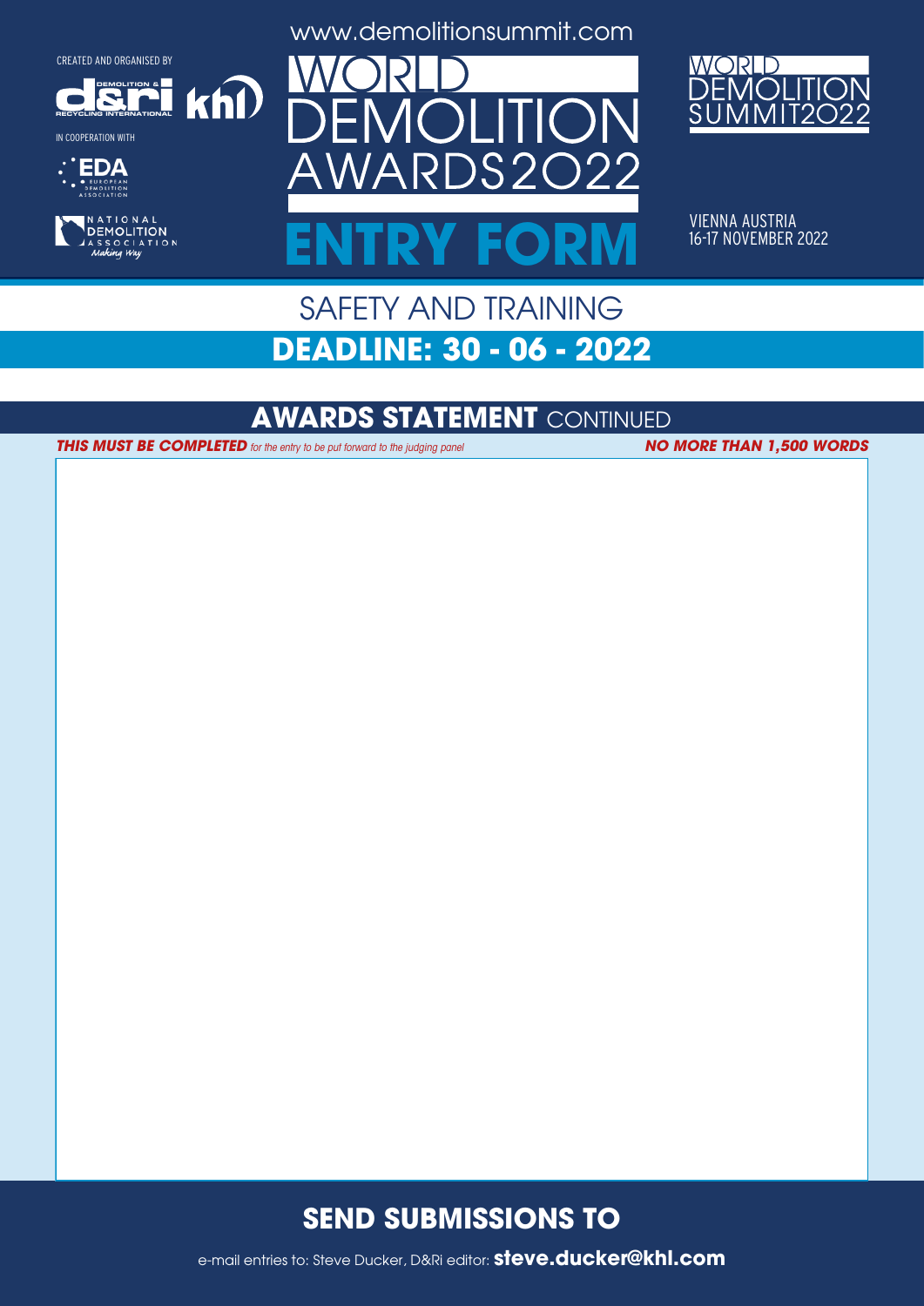CREATED AND ORGANISED BY

IN COOPERATION WITH

www.demolitionsummit.com

# WORLD DEMOLITION AWARDS2022

# ENTRY FORM

WORLD DEMOLITION SUMMIT2022

VIENNA AUSTRIA
16-17 NOVEMBER 2022

## SAFETY AND TRAINING

## DEADLINE: 30 - 06 - 2022

## AWARDS STATEMENT CONTINUED

***THIS MUST BE COMPLETED*** *for the entry to be put forward to the judging panel* ***NO MORE THAN 1,500 WORDS***

## SEND SUBMISSIONS TO

e-mail entries to: Steve Ducker, D&Ri editor: **steve.ducker@khl.com**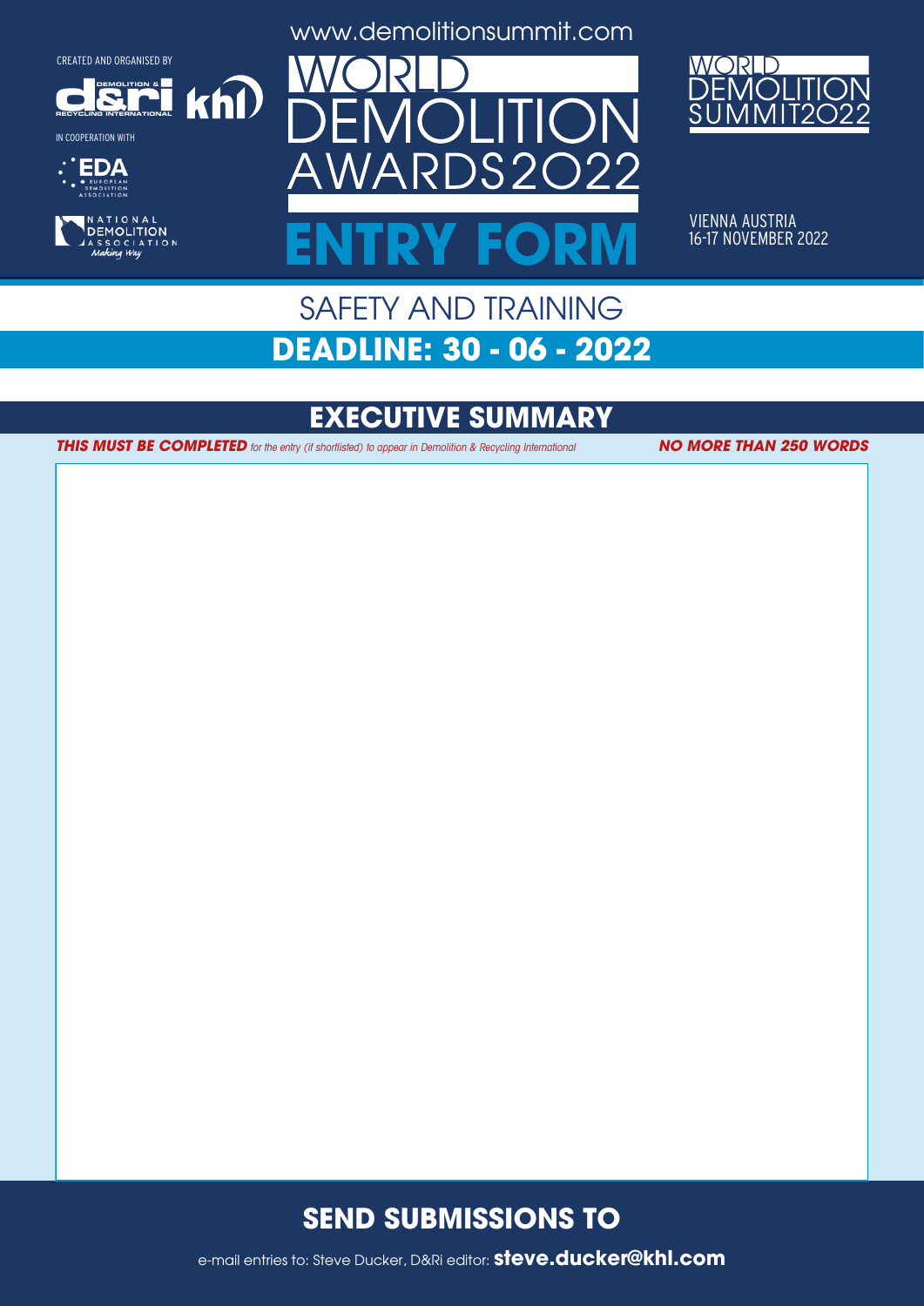CREATED AND ORGANISED BY

IN COOPERATION WITH

www.demolitionsummit.com

# WORLD DEMOLITION AWARDS2022

# ENTRY FORM

WORLD DEMOLITION SUMMIT2022

VIENNA AUSTRIA
16-17 NOVEMBER 2022

## SAFETY AND TRAINING

## DEADLINE: 30 - 06 - 2022

## EXECUTIVE SUMMARY

***THIS MUST BE COMPLETED*** *for the entry (if shortlisted) to appear in Demolition & Recycling International* ***NO MORE THAN 250 WORDS***

## SEND SUBMISSIONS TO

e-mail entries to: Steve Ducker, D&Ri editor: **steve.ducker@khl.com**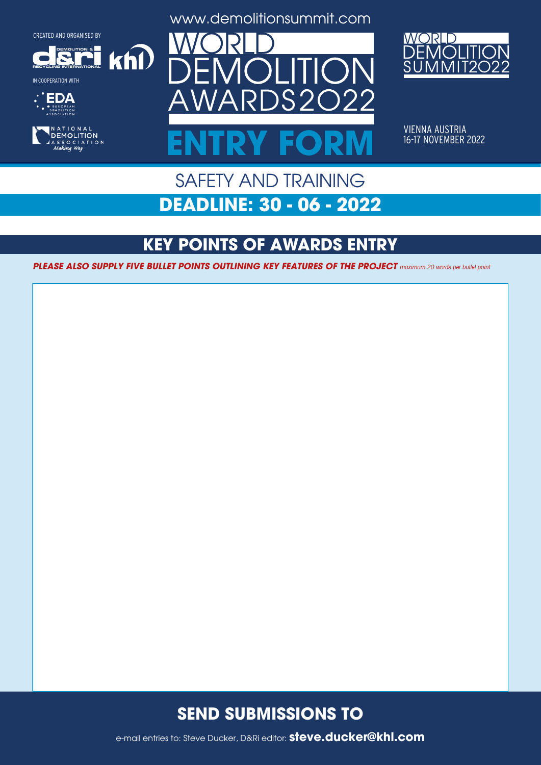CREATED AND ORGANISED BY

IN COOPERATION WITH

www.demolitionsummit.com

# WORLD DEMOLITION AWARDS2022

# ENTRY FORM

WORLD DEMOLITION SUMMIT2022

VIENNA AUSTRIA
16-17 NOVEMBER 2022

## SAFETY AND TRAINING

## DEADLINE: 30 - 06 - 2022

## KEY POINTS OF AWARDS ENTRY

***PLEASE ALSO SUPPLY FIVE BULLET POINTS OUTLINING KEY FEATURES OF THE PROJECT*** *maximum 20 words per bullet point*

## SEND SUBMISSIONS TO

e-mail entries to: Steve Ducker, D&Ri editor: **steve.ducker@khl.com**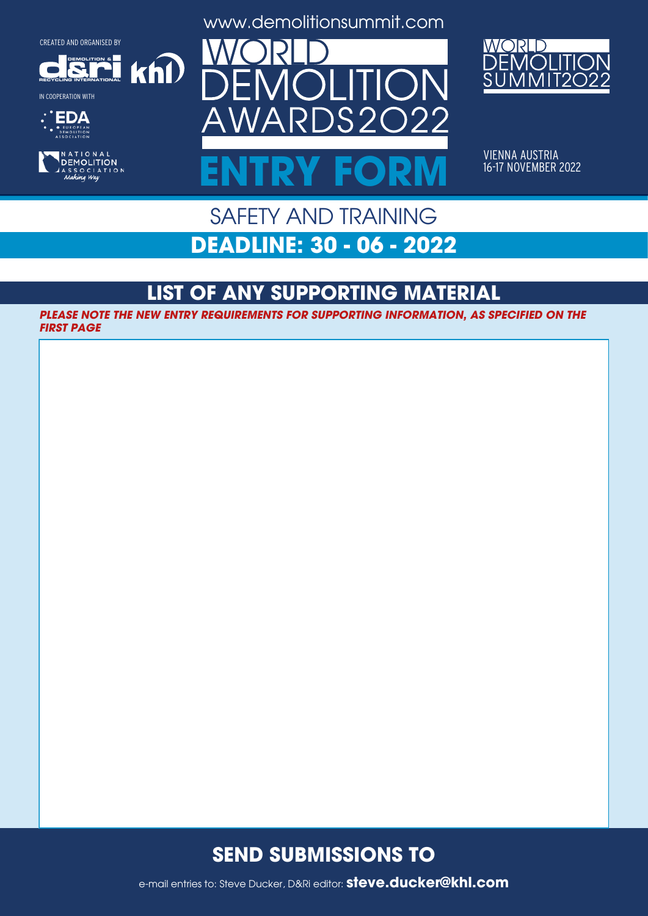CREATED AND ORGANISED BY

IN COOPERATION WITH

www.demolitionsummit.com

# WORLD DEMOLITION AWARDS2022

# ENTRY FORM

WORLD DEMOLITION SUMMIT2022

VIENNA AUSTRIA
16-17 NOVEMBER 2022

## SAFETY AND TRAINING

## DEADLINE: 30 - 06 - 2022

## LIST OF ANY SUPPORTING MATERIAL

***PLEASE NOTE THE NEW ENTRY REQUIREMENTS FOR SUPPORTING INFORMATION, AS SPECIFIED ON THE FIRST PAGE***

## SEND SUBMISSIONS TO

e-mail entries to: Steve Ducker, D&Ri editor: **steve.ducker@khl.com**